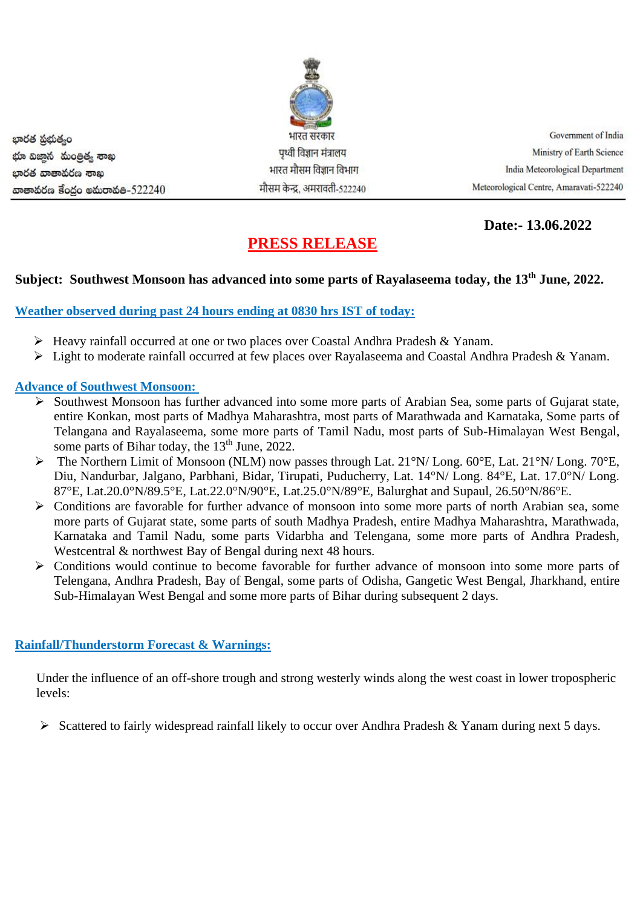భారత ప్రభుత్వం
భూ విజ్ఞాన మంత్రిత్వ శాఖ
భారత వాతావరణ శాఖ
వాతావరణ కేంద్రం అమరావతి-522240

भारत सरकार
पृथ्वी विज्ञान मंत्रालय
भारत मौसम विज्ञान विभाग
मौसम केन्द्र, अमरावती-522240

Government of India
Ministry of Earth Science
India Meteorological Department
Meteorological Centre, Amaravati-522240

**Date:- 13.06.2022**

# PRESS RELEASE

**Subject: Southwest Monsoon has advanced into some parts of Rayalaseema today, the 13th June, 2022.**

## Weather observed during past 24 hours ending at 0830 hrs IST of today:

- Heavy rainfall occurred at one or two places over Coastal Andhra Pradesh & Yanam.
- Light to moderate rainfall occurred at few places over Rayalaseema and Coastal Andhra Pradesh & Yanam.

## Advance of Southwest Monsoon:

- Southwest Monsoon has further advanced into some more parts of Arabian Sea, some parts of Gujarat state, entire Konkan, most parts of Madhya Maharashtra, most parts of Marathwada and Karnataka, Some parts of Telangana and Rayalaseema, some more parts of Tamil Nadu, most parts of Sub-Himalayan West Bengal, some parts of Bihar today, the 13th June, 2022.
- The Northern Limit of Monsoon (NLM) now passes through Lat. 21°N/ Long. 60°E, Lat. 21°N/ Long. 70°E, Diu, Nandurbar, Jalgano, Parbhani, Bidar, Tirupati, Puducherry, Lat. 14°N/ Long. 84°E, Lat. 17.0°N/ Long. 87°E, Lat.20.0°N/89.5°E, Lat.22.0°N/90°E, Lat.25.0°N/89°E, Balurghat and Supaul, 26.50°N/86°E.
- Conditions are favorable for further advance of monsoon into some more parts of north Arabian sea, some more parts of Gujarat state, some parts of south Madhya Pradesh, entire Madhya Maharashtra, Marathwada, Karnataka and Tamil Nadu, some parts Vidarbha and Telengana, some more parts of Andhra Pradesh, Westcentral & northwest Bay of Bengal during next 48 hours.
- Conditions would continue to become favorable for further advance of monsoon into some more parts of Telengana, Andhra Pradesh, Bay of Bengal, some parts of Odisha, Gangetic West Bengal, Jharkhand, entire Sub-Himalayan West Bengal and some more parts of Bihar during subsequent 2 days.

## Rainfall/Thunderstorm Forecast & Warnings:

Under the influence of an off-shore trough and strong westerly winds along the west coast in lower tropospheric levels:

- Scattered to fairly widespread rainfall likely to occur over Andhra Pradesh & Yanam during next 5 days.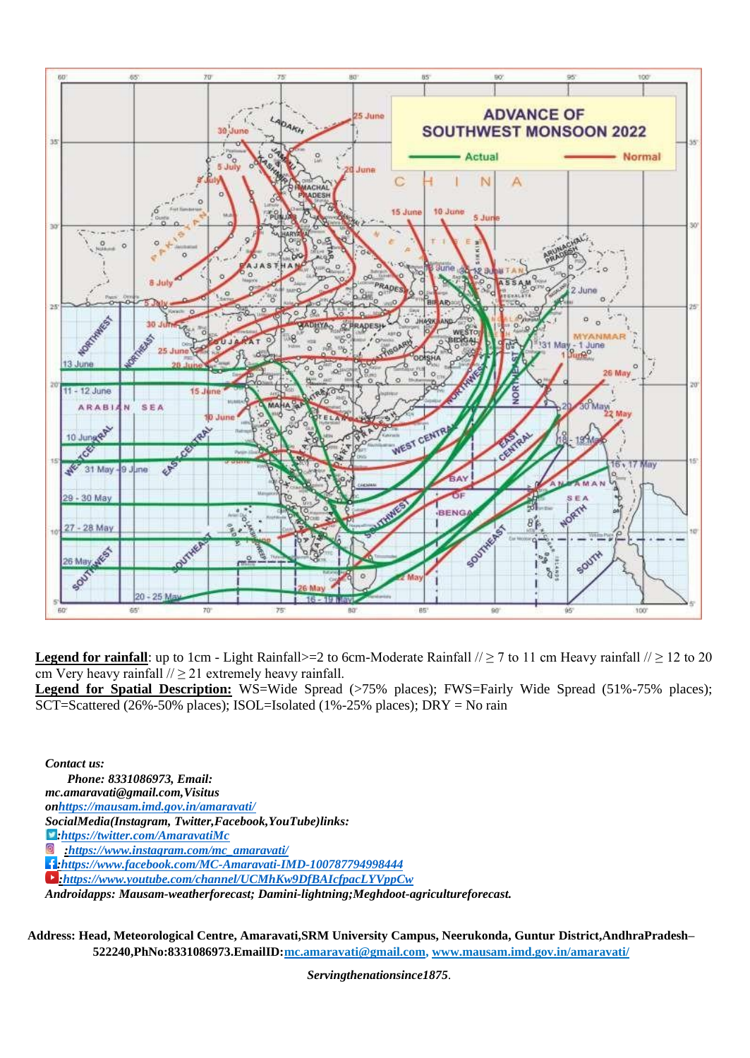ADVANCE OF SOUTHWEST MONSOON 2022

Actual Normal

**Legend for rainfall**: up to 1cm - Light Rainfall>=2 to 6cm-Moderate Rainfall // ≥ 7 to 11 cm Heavy rainfall // ≥ 12 to 20 cm Very heavy rainfall // ≥ 21 extremely heavy rainfall.

**Legend for Spatial Description:** WS=Wide Spread (>75% places); FWS=Fairly Wide Spread (51%-75% places); SCT=Scattered (26%-50% places); ISOL=Isolated (1%-25% places); DRY = No rain

***Contact us:***

***Phone: 8331086973, Email: mc.amaravati@gmail.com,Visitus onhttps://mausam.imd.gov.in/amaravati/***

***SocialMedia(Instagram, Twitter,Facebook,YouTube)links:***

***:https://twitter.com/AmaravatiMc***

***:https://www.instagram.com/mc_amaravati/***

***:https://www.facebook.com/MC-Amaravati-IMD-100787794998444***

***:https://www.youtube.com/channel/UCMhKw9DfBAIcfpacLYVppCw***

***Androidapps: Mausam-weatherforecast; Damini-lightning;Meghdoot-agricultureforecast.***

**Address: Head, Meteorological Centre, Amaravati,SRM University Campus, Neerukonda, Guntur District,AndhraPradesh–522240,PhNo:8331086973.EmailID:mc.amaravati@gmail.com, www.mausam.imd.gov.in/amaravati/**

***Servingthenationsince1875***.